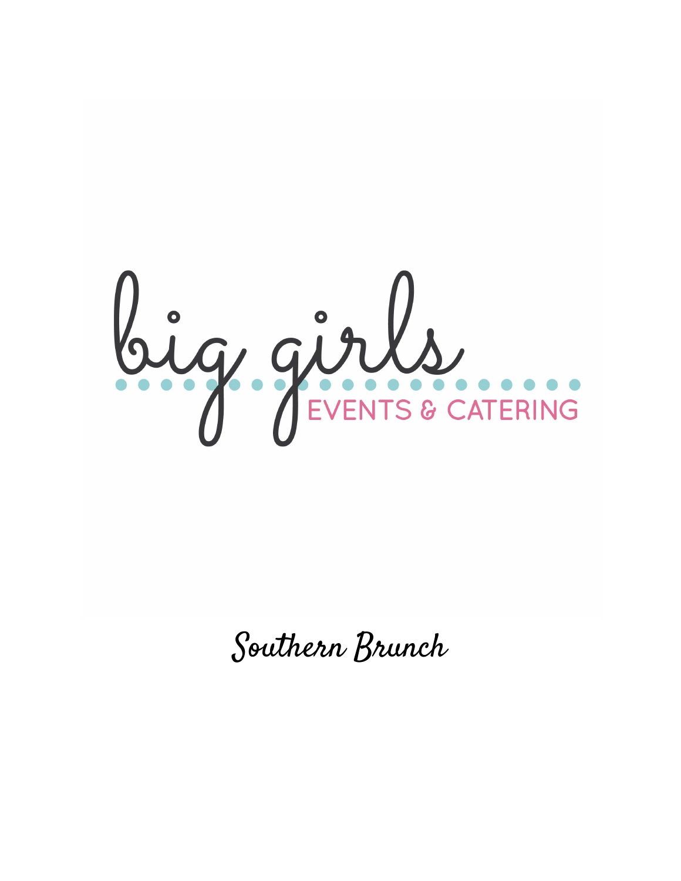# big girls

EVENTS & CATERING

## Southern Brunch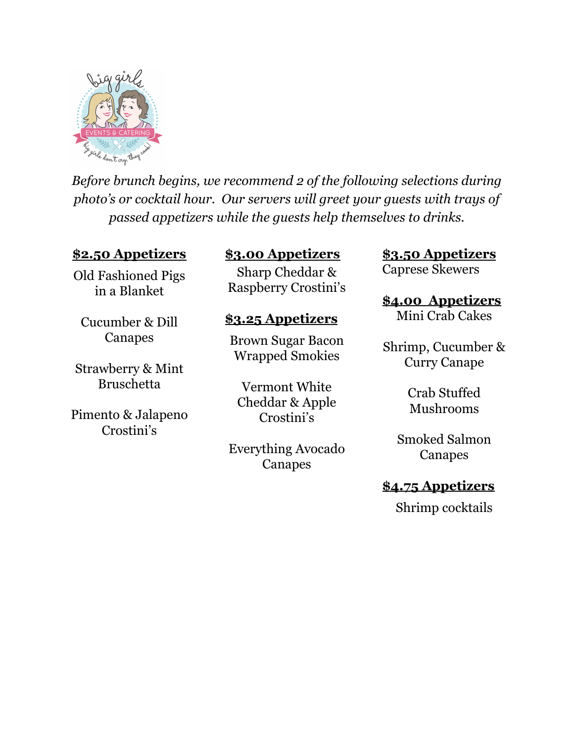*Before brunch begins, we recommend 2 of the following selections during photo's or cocktail hour. Our servers will greet your guests with trays of passed appetizers while the guests help themselves to drinks.*

## $2.50 Appetizers

Old Fashioned Pigs in a Blanket

Cucumber & Dill Canapes

Strawberry & Mint Bruschetta

Pimento & Jalapeno Crostini's

## $3.00 Appetizers

Sharp Cheddar & Raspberry Crostini's

## $3.25 Appetizers

Brown Sugar Bacon Wrapped Smokies

Vermont White Cheddar & Apple Crostini's

Everything Avocado Canapes

## $3.50 Appetizers

Caprese Skewers

## $4.00 Appetizers

Mini Crab Cakes

Shrimp, Cucumber & Curry Canape

Crab Stuffed Mushrooms

Smoked Salmon Canapes

## $4.75 Appetizers

Shrimp cocktails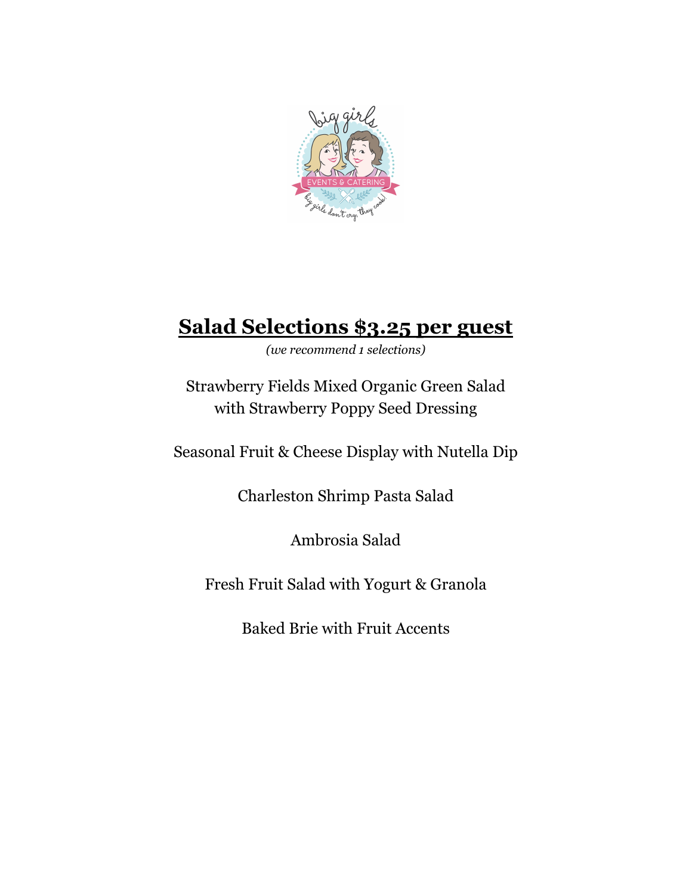## **Salad Selections $3.25 per guest**

*(we recommend 1 selections)*

Strawberry Fields Mixed Organic Green Salad
with Strawberry Poppy Seed Dressing

Seasonal Fruit & Cheese Display with Nutella Dip

Charleston Shrimp Pasta Salad

Ambrosia Salad

Fresh Fruit Salad with Yogurt & Granola

Baked Brie with Fruit Accents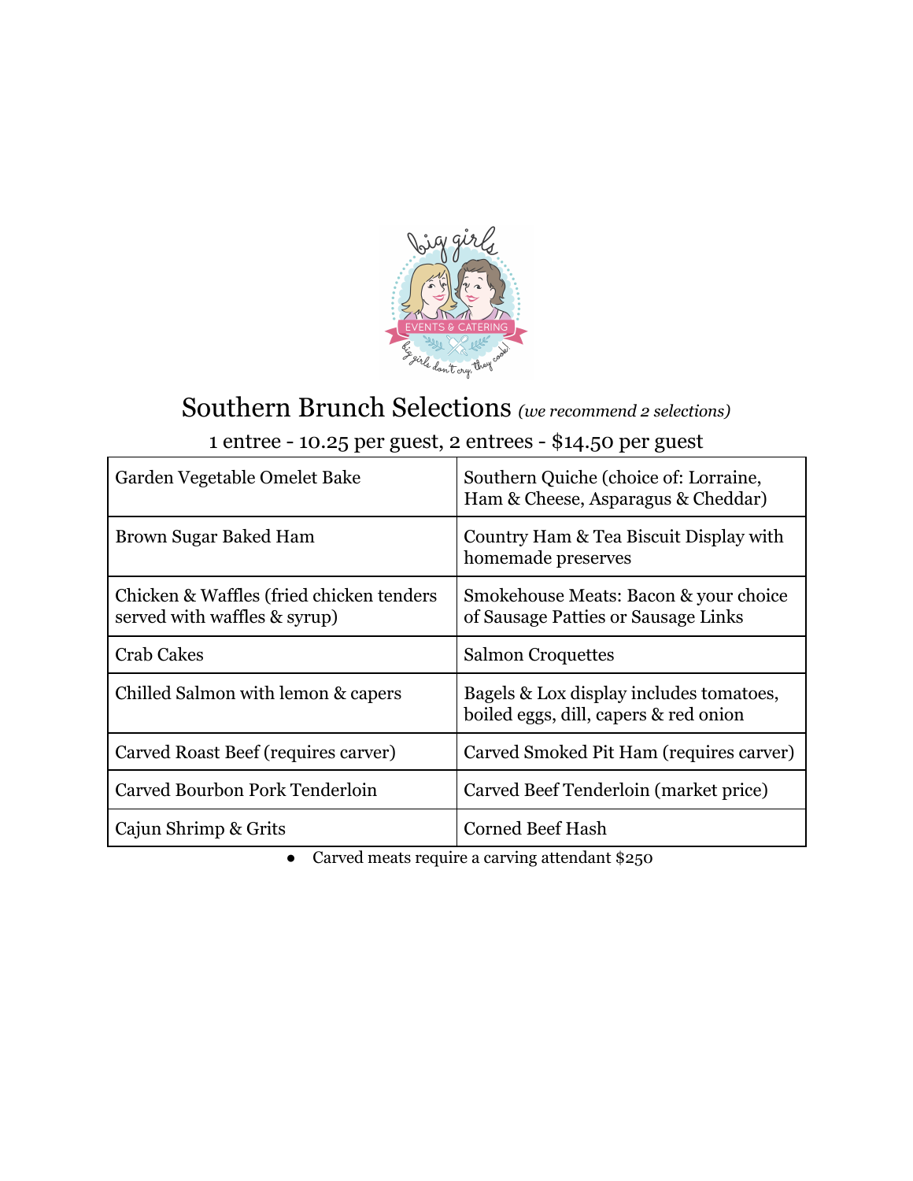# Southern Brunch Selections *(we recommend 2 selections)*

1 entree - 10.25 per guest, 2 entrees - $14.50 per guest

| | |
|---|---|
| Garden Vegetable Omelet Bake | Southern Quiche (choice of: Lorraine, Ham & Cheese, Asparagus & Cheddar) |
| Brown Sugar Baked Ham | Country Ham & Tea Biscuit Display with homemade preserves |
| Chicken & Waffles (fried chicken tenders served with waffles & syrup) | Smokehouse Meats: Bacon & your choice of Sausage Patties or Sausage Links |
| Crab Cakes | Salmon Croquettes |
| Chilled Salmon with lemon & capers | Bagels & Lox display includes tomatoes, boiled eggs, dill, capers & red onion |
| Carved Roast Beef (requires carver) | Carved Smoked Pit Ham (requires carver) |
| Carved Bourbon Pork Tenderloin | Carved Beef Tenderloin (market price) |
| Cajun Shrimp & Grits | Corned Beef Hash |

- Carved meats require a carving attendant $250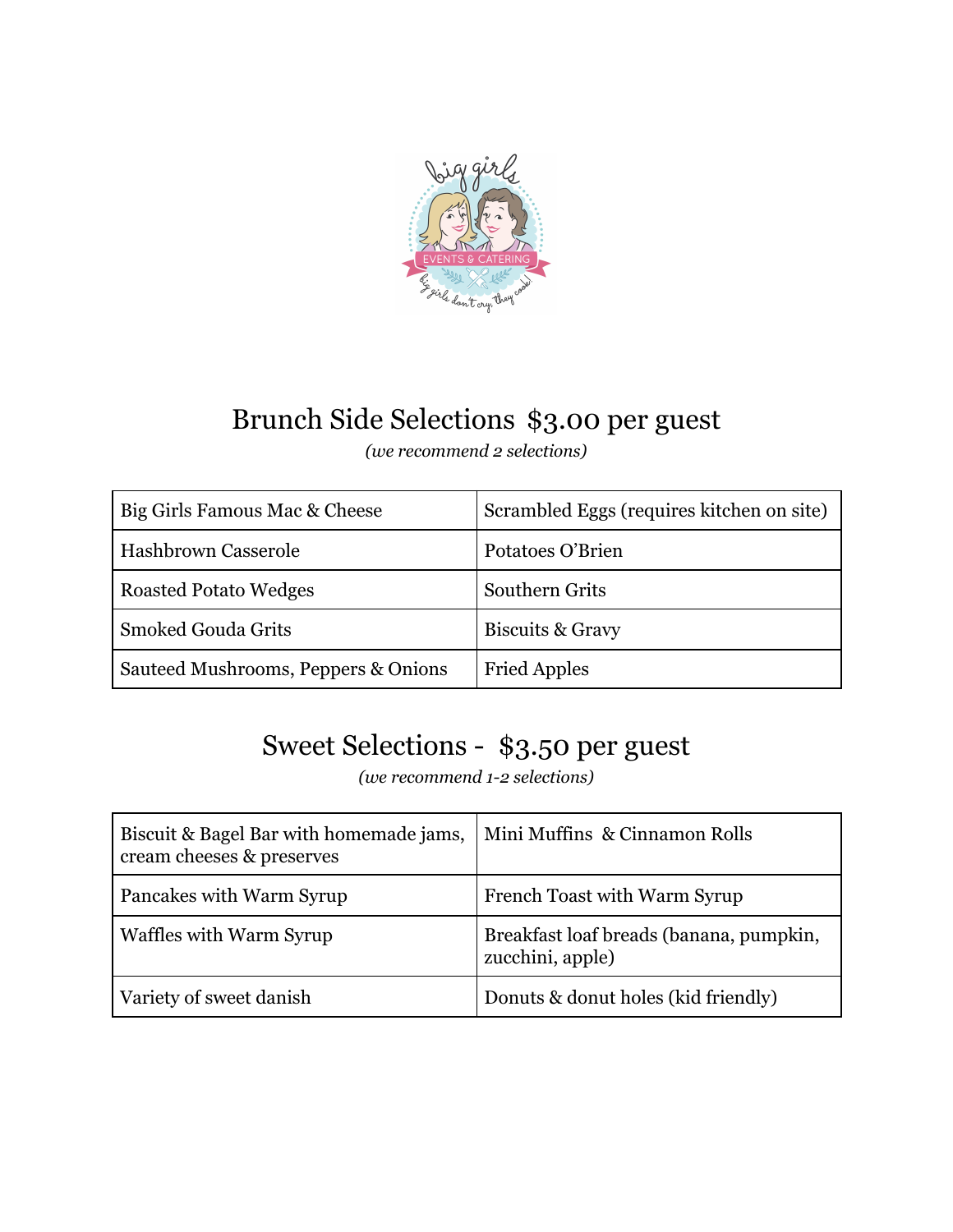## Brunch Side Selections  $3.00 per guest

*(we recommend 2 selections)*

| | |
|---|---|
| Big Girls Famous Mac & Cheese | Scrambled Eggs (requires kitchen on site) |
| Hashbrown Casserole | Potatoes O'Brien |
| Roasted Potato Wedges | Southern Grits |
| Smoked Gouda Grits | Biscuits & Gravy |
| Sauteed Mushrooms, Peppers & Onions | Fried Apples |

## Sweet Selections -  $3.50 per guest

*(we recommend 1-2 selections)*

| | |
|---|---|
| Biscuit & Bagel Bar with homemade jams, cream cheeses & preserves | Mini Muffins  & Cinnamon Rolls |
| Pancakes with Warm Syrup | French Toast with Warm Syrup |
| Waffles with Warm Syrup | Breakfast loaf breads (banana, pumpkin, zucchini, apple) |
| Variety of sweet danish | Donuts & donut holes (kid friendly) |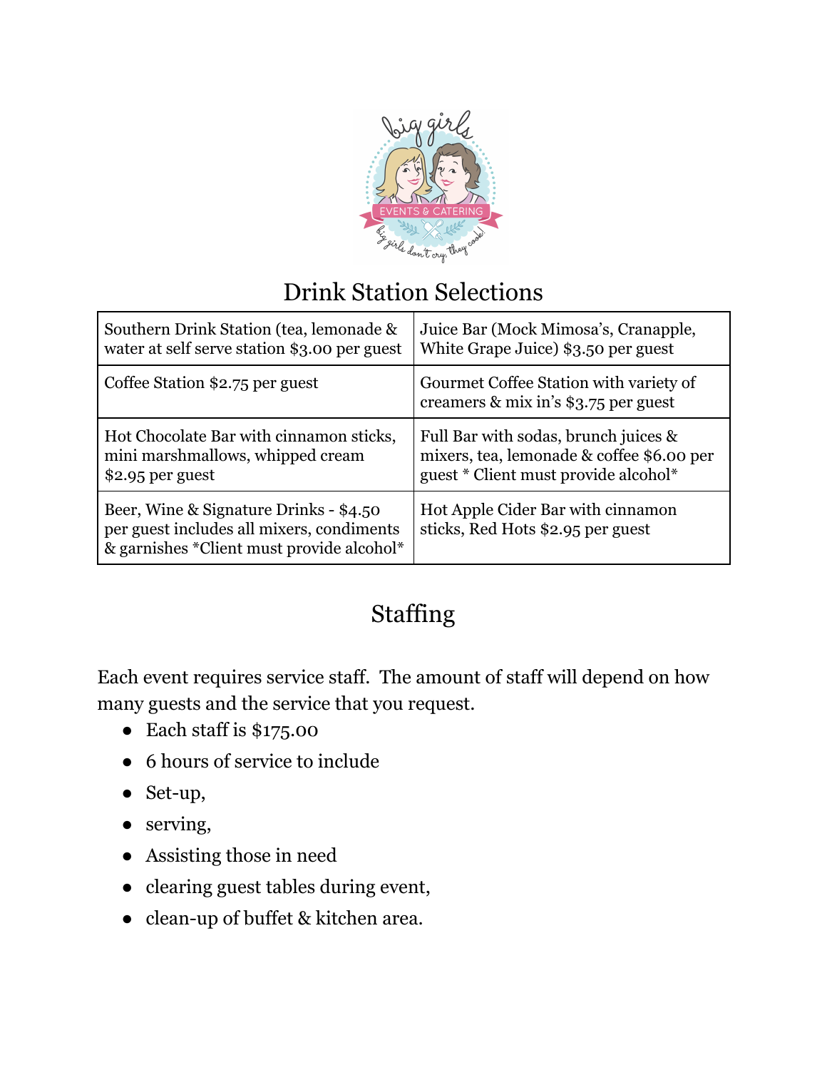## Drink Station Selections

| | |
|---|---|
| Southern Drink Station (tea, lemonade & water at self serve station $3.00 per guest | Juice Bar (Mock Mimosa's, Cranapple, White Grape Juice) $3.50 per guest |
| Coffee Station $2.75 per guest | Gourmet Coffee Station with variety of creamers & mix in's $3.75 per guest |
| Hot Chocolate Bar with cinnamon sticks, mini marshmallows, whipped cream $2.95 per guest | Full Bar with sodas, brunch juices & mixers, tea, lemonade & coffee $6.00 per guest * Client must provide alcohol* |
| Beer, Wine & Signature Drinks - $4.50 per guest includes all mixers, condiments & garnishes *Client must provide alcohol* | Hot Apple Cider Bar with cinnamon sticks, Red Hots $2.95 per guest |

## Staffing

Each event requires service staff. The amount of staff will depend on how many guests and the service that you request.

- Each staff is $175.00
- 6 hours of service to include
- Set-up,
- serving,
- Assisting those in need
- clearing guest tables during event,
- clean-up of buffet & kitchen area.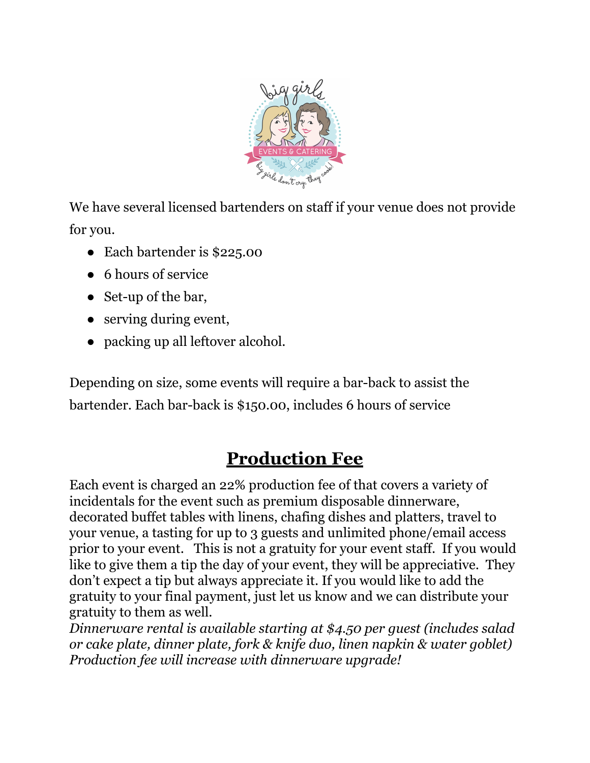We have several licensed bartenders on staff if your venue does not provide for you.

- Each bartender is $225.00
- 6 hours of service
- Set-up of the bar,
- serving during event,
- packing up all leftover alcohol.

Depending on size, some events will require a bar-back to assist the bartender. Each bar-back is $150.00, includes 6 hours of service

## Production Fee

Each event is charged an 22% production fee of that covers a variety of incidentals for the event such as premium disposable dinnerware, decorated buffet tables with linens, chafing dishes and platters, travel to your venue, a tasting for up to 3 guests and unlimited phone/email access prior to your event. This is not a gratuity for your event staff. If you would like to give them a tip the day of your event, they will be appreciative. They don't expect a tip but always appreciate it. If you would like to add the gratuity to your final payment, just let us know and we can distribute your gratuity to them as well.

*Dinnerware rental is available starting at $4.50 per guest (includes salad or cake plate, dinner plate, fork & knife duo, linen napkin & water goblet) Production fee will increase with dinnerware upgrade!*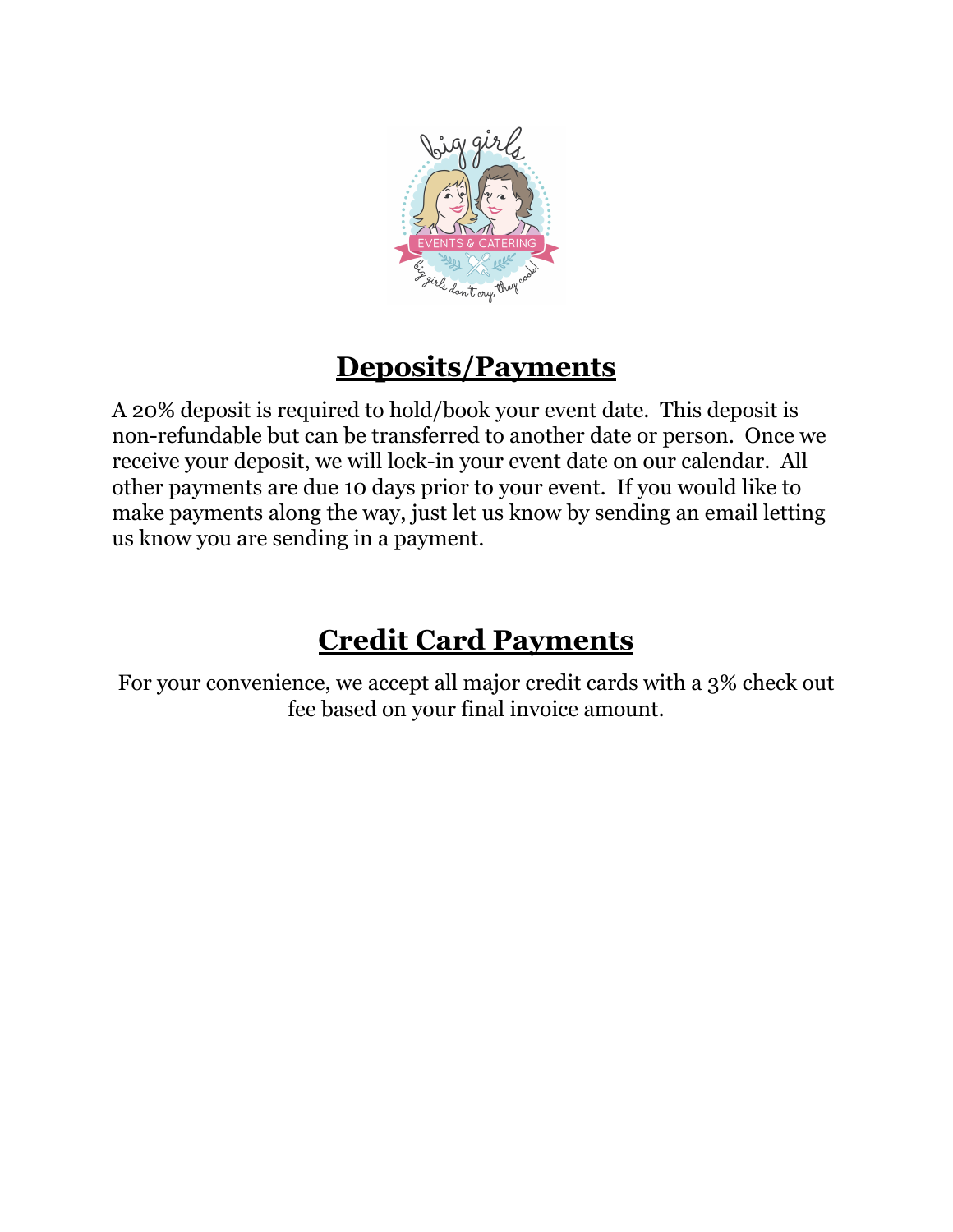## Deposits/Payments

A 20% deposit is required to hold/book your event date. This deposit is non-refundable but can be transferred to another date or person. Once we receive your deposit, we will lock-in your event date on our calendar. All other payments are due 10 days prior to your event. If you would like to make payments along the way, just let us know by sending an email letting us know you are sending in a payment.

## Credit Card Payments

For your convenience, we accept all major credit cards with a 3% check out fee based on your final invoice amount.